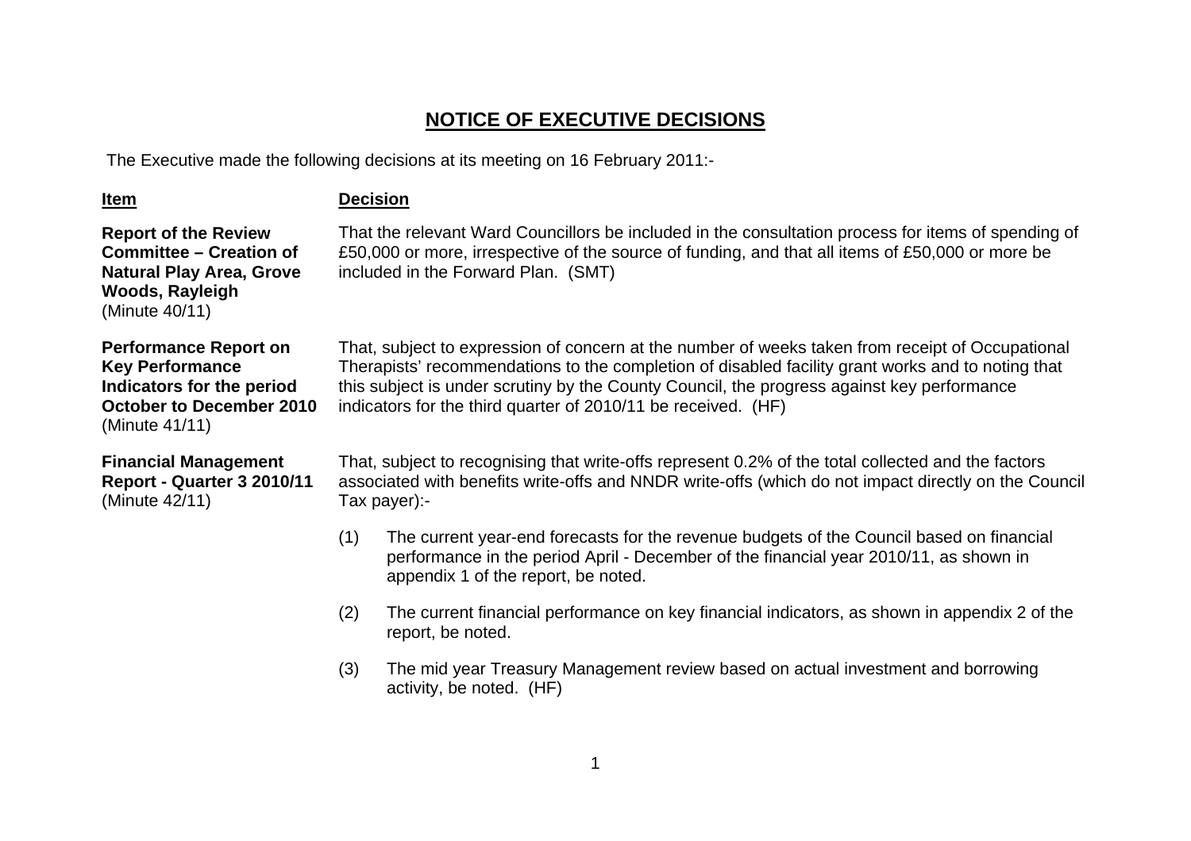# NOTICE OF EXECUTIVE DECISIONS

The Executive made the following decisions at its meeting on 16 February 2011:-

| Item | Decision |
| --- | --- |
| **Report of the Review Committee – Creation of Natural Play Area, Grove Woods, Rayleigh** (Minute 40/11) | That the relevant Ward Councillors be included in the consultation process for items of spending of £50,000 or more, irrespective of the source of funding, and that all items of £50,000 or more be included in the Forward Plan. (SMT) |
| **Performance Report on Key Performance Indicators for the period October to December 2010** (Minute 41/11) | That, subject to expression of concern at the number of weeks taken from receipt of Occupational Therapists' recommendations to the completion of disabled facility grant works and to noting that this subject is under scrutiny by the County Council, the progress against key performance indicators for the third quarter of 2010/11 be received. (HF) |
| **Financial Management Report - Quarter 3 2010/11** (Minute 42/11) | That, subject to recognising that write-offs represent 0.2% of the total collected and the factors associated with benefits write-offs and NNDR write-offs (which do not impact directly on the Council Tax payer):-<br><br>(1) The current year-end forecasts for the revenue budgets of the Council based on financial performance in the period April - December of the financial year 2010/11, as shown in appendix 1 of the report, be noted.<br><br>(2) The current financial performance on key financial indicators, as shown in appendix 2 of the report, be noted.<br><br>(3) The mid year Treasury Management review based on actual investment and borrowing activity, be noted. (HF) |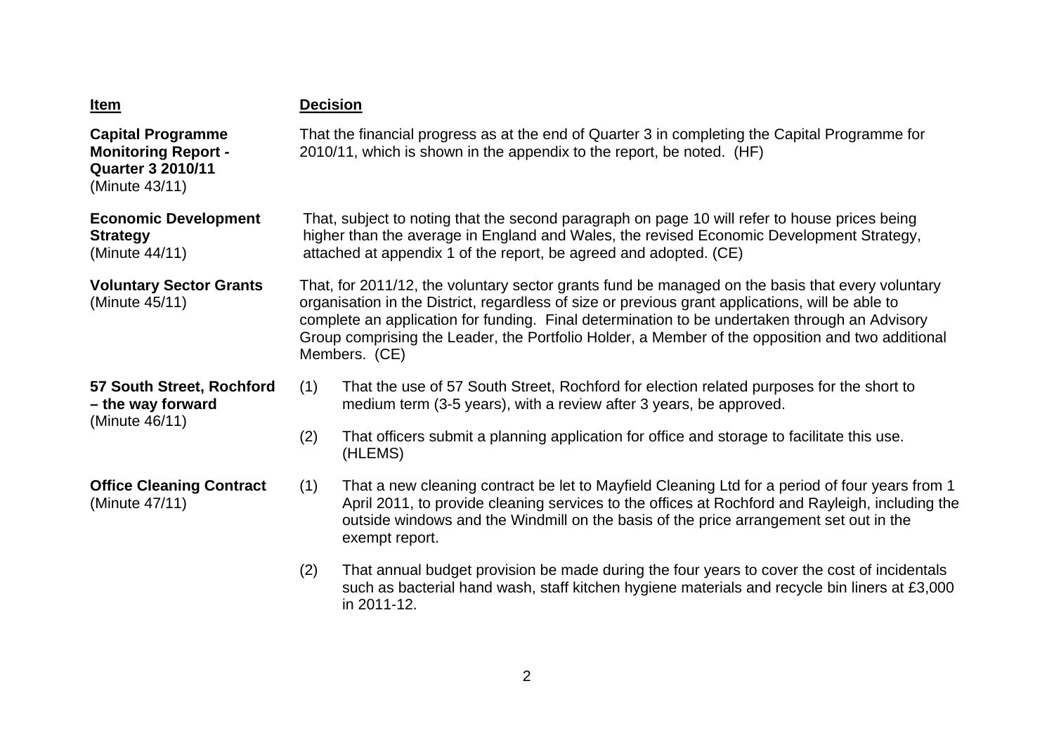| Item | Decision |
| --- | --- |
| **Capital Programme Monitoring Report - Quarter 3 2010/11** (Minute 43/11) | That the financial progress as at the end of Quarter 3 in completing the Capital Programme for 2010/11, which is shown in the appendix to the report, be noted. (HF) |
| **Economic Development Strategy** (Minute 44/11) | That, subject to noting that the second paragraph on page 10 will refer to house prices being higher than the average in England and Wales, the revised Economic Development Strategy, attached at appendix 1 of the report, be agreed and adopted. (CE) |
| **Voluntary Sector Grants** (Minute 45/11) | That, for 2011/12, the voluntary sector grants fund be managed on the basis that every voluntary organisation in the District, regardless of size or previous grant applications, will be able to complete an application for funding. Final determination to be undertaken through an Advisory Group comprising the Leader, the Portfolio Holder, a Member of the opposition and two additional Members. (CE) |
| **57 South Street, Rochford – the way forward** (Minute 46/11) | (1) That the use of 57 South Street, Rochford for election related purposes for the short to medium term (3-5 years), with a review after 3 years, be approved.<br><br>(2) That officers submit a planning application for office and storage to facilitate this use. (HLEMS) |
| **Office Cleaning Contract** (Minute 47/11) | (1) That a new cleaning contract be let to Mayfield Cleaning Ltd for a period of four years from 1 April 2011, to provide cleaning services to the offices at Rochford and Rayleigh, including the outside windows and the Windmill on the basis of the price arrangement set out in the exempt report.<br><br>(2) That annual budget provision be made during the four years to cover the cost of incidentals such as bacterial hand wash, staff kitchen hygiene materials and recycle bin liners at £3,000 in 2011-12. |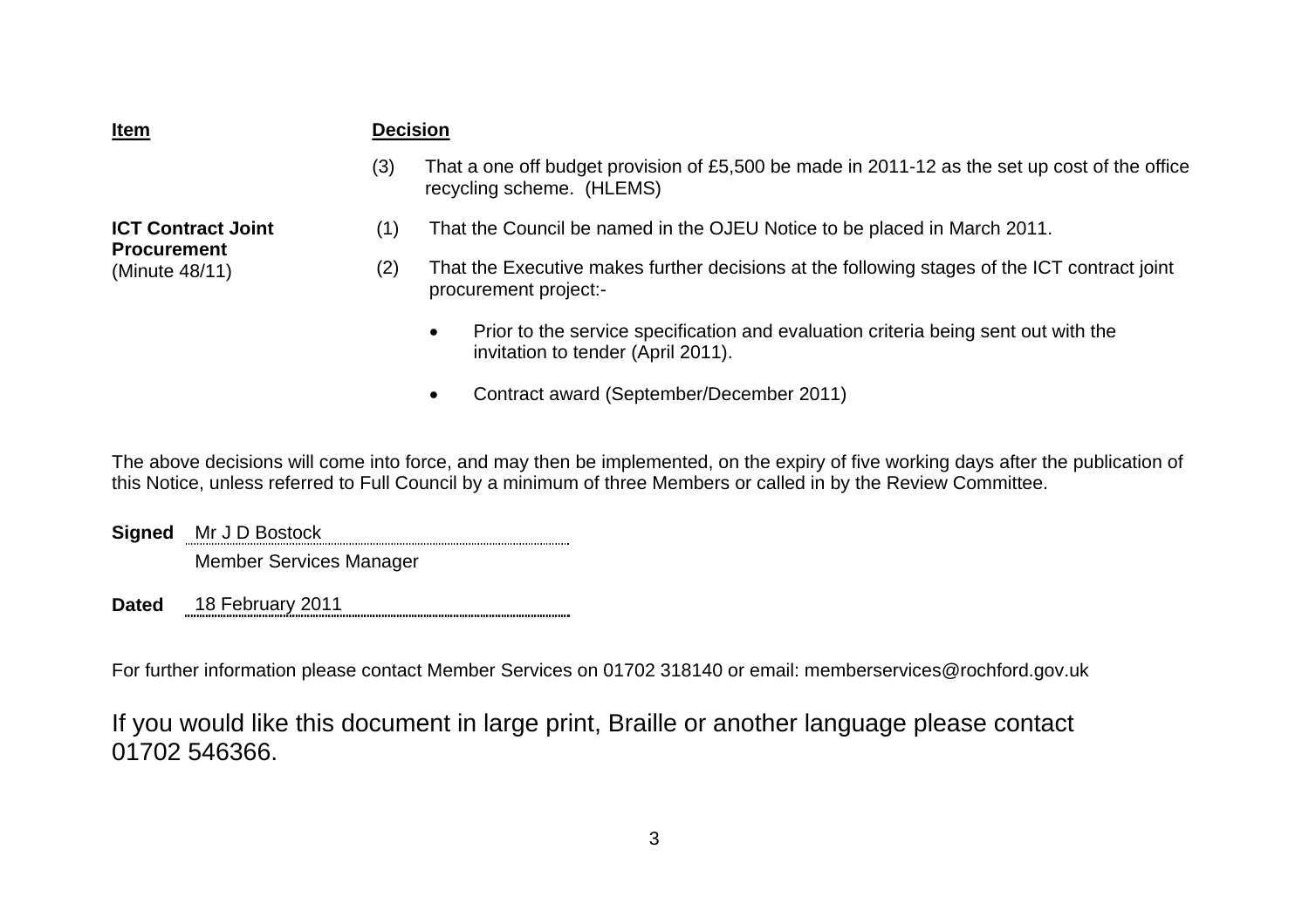| Item | Decision |
| --- | --- |
| | (3) That a one off budget provision of £5,500 be made in 2011-12 as the set up cost of the office recycling scheme. (HLEMS) |
| **ICT Contract Joint Procurement** (Minute 48/11) | (1) That the Council be named in the OJEU Notice to be placed in March 2011.<br><br>(2) That the Executive makes further decisions at the following stages of the ICT contract joint procurement project:-<br><br>• Prior to the service specification and evaluation criteria being sent out with the invitation to tender (April 2011).<br><br>• Contract award (September/December 2011) |

The above decisions will come into force, and may then be implemented, on the expiry of five working days after the publication of this Notice, unless referred to Full Council by a minimum of three Members or called in by the Review Committee.

**Signed** Mr J D Bostock
Member Services Manager

**Dated** 18 February 2011

For further information please contact Member Services on 01702 318140 or email: memberservices@rochford.gov.uk

If you would like this document in large print, Braille or another language please contact 01702 546366.